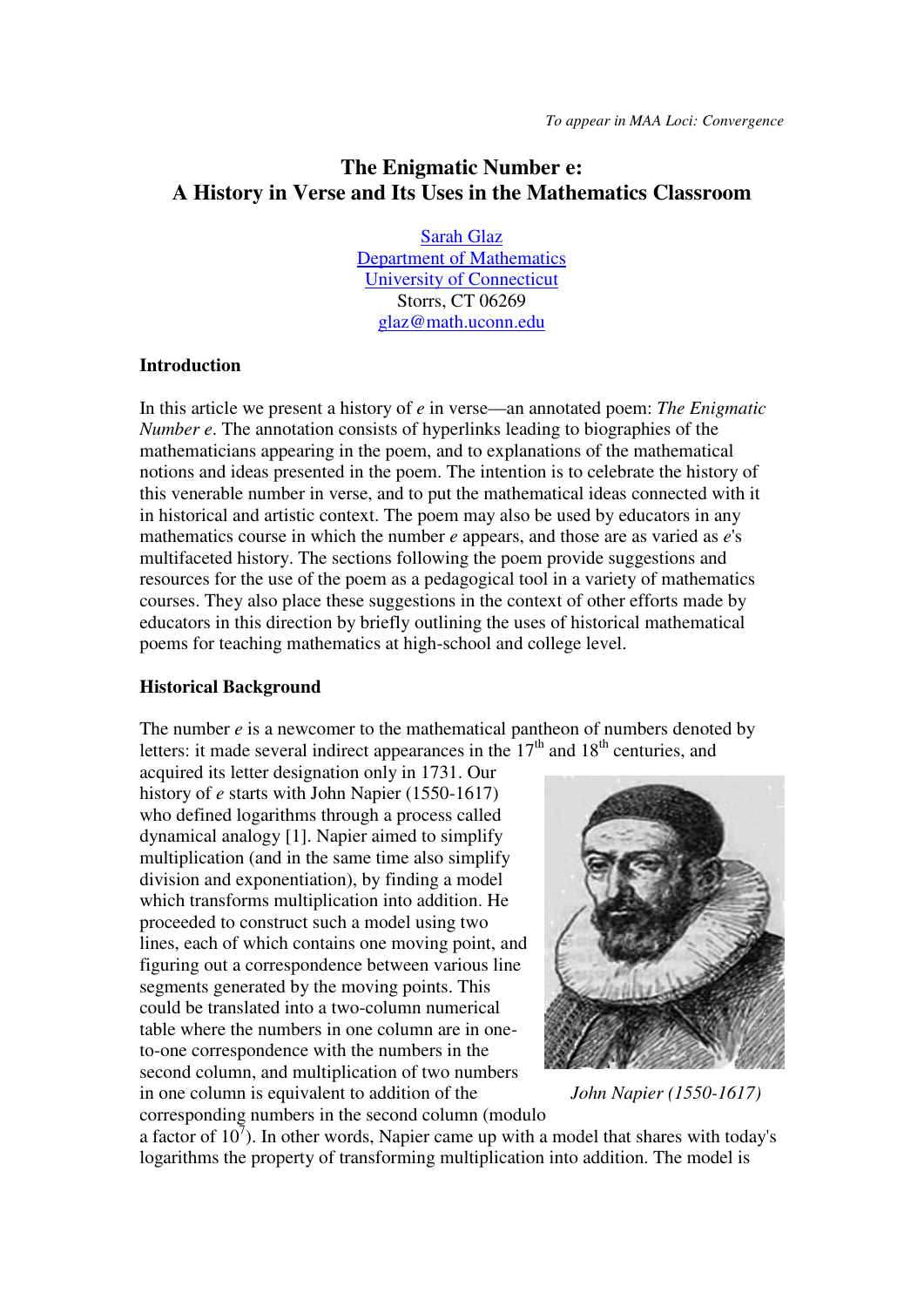*To appear in MAA Loci: Convergence*

# The Enigmatic Number e: A History in Verse and Its Uses in the Mathematics Classroom

Sarah Glaz
Department of Mathematics
University of Connecticut
Storrs, CT 06269
glaz@math.uconn.edu

## Introduction

In this article we present a history of *e* in verse—an annotated poem: *The Enigmatic Number e*. The annotation consists of hyperlinks leading to biographies of the mathematicians appearing in the poem, and to explanations of the mathematical notions and ideas presented in the poem. The intention is to celebrate the history of this venerable number in verse, and to put the mathematical ideas connected with it in historical and artistic context. The poem may also be used by educators in any mathematics course in which the number *e* appears, and those are as varied as *e*'s multifaceted history. The sections following the poem provide suggestions and resources for the use of the poem as a pedagogical tool in a variety of mathematics courses. They also place these suggestions in the context of other efforts made by educators in this direction by briefly outlining the uses of historical mathematical poems for teaching mathematics at high-school and college level.

## Historical Background

The number *e* is a newcomer to the mathematical pantheon of numbers denoted by letters: it made several indirect appearances in the 17th and 18th centuries, and acquired its letter designation only in 1731. Our history of *e* starts with John Napier (1550-1617) who defined logarithms through a process called dynamical analogy [1]. Napier aimed to simplify multiplication (and in the same time also simplify division and exponentiation), by finding a model which transforms multiplication into addition. He proceeded to construct such a model using two lines, each of which contains one moving point, and figuring out a correspondence between various line segments generated by the moving points. This could be translated into a two-column numerical table where the numbers in one column are in one-to-one correspondence with the numbers in the second column, and multiplication of two numbers in one column is equivalent to addition of the corresponding numbers in the second column (modulo a factor of $10^7$). In other words, Napier came up with a model that shares with today's logarithms the property of transforming multiplication into addition. The model is

*John Napier (1550-1617)*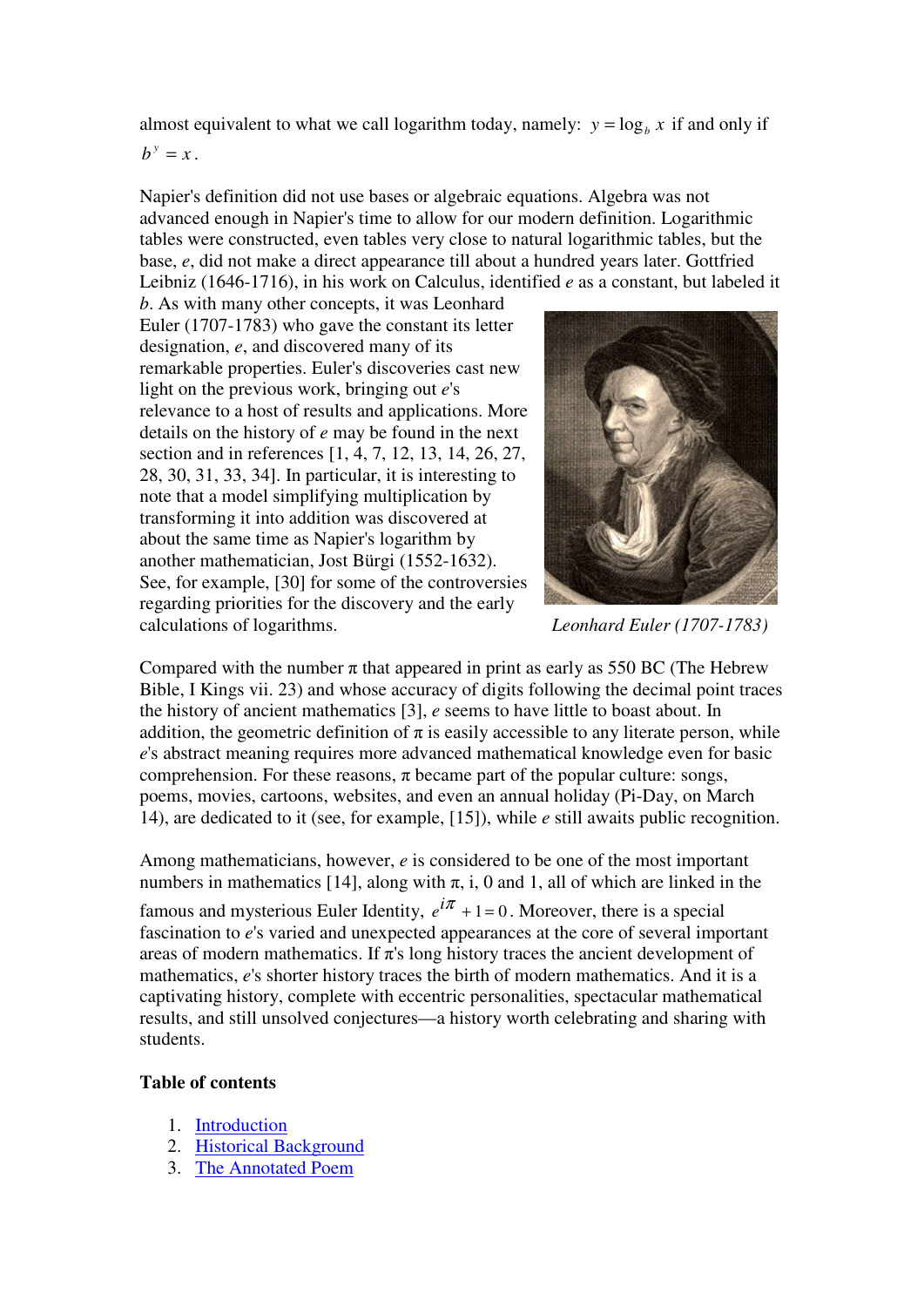almost equivalent to what we call logarithm today, namely: $y = \log_b x$ if and only if $b^y = x$.

Napier's definition did not use bases or algebraic equations. Algebra was not advanced enough in Napier's time to allow for our modern definition. Logarithmic tables were constructed, even tables very close to natural logarithmic tables, but the base, *e*, did not make a direct appearance till about a hundred years later. Gottfried Leibniz (1646-1716), in his work on Calculus, identified *e* as a constant, but labeled it *b*. As with many other concepts, it was Leonhard Euler (1707-1783) who gave the constant its letter designation, *e*, and discovered many of its remarkable properties. Euler's discoveries cast new light on the previous work, bringing out *e*'s relevance to a host of results and applications. More details on the history of *e* may be found in the next section and in references [1, 4, 7, 12, 13, 14, 26, 27, 28, 30, 31, 33, 34]. In particular, it is interesting to note that a model simplifying multiplication by transforming it into addition was discovered at about the same time as Napier's logarithm by another mathematician, Jost Bürgi (1552-1632). See, for example, [30] for some of the controversies regarding priorities for the discovery and the early calculations of logarithms.

*Leonhard Euler (1707-1783)*

Compared with the number π that appeared in print as early as 550 BC (The Hebrew Bible, I Kings vii. 23) and whose accuracy of digits following the decimal point traces the history of ancient mathematics [3], *e* seems to have little to boast about. In addition, the geometric definition of π is easily accessible to any literate person, while *e*'s abstract meaning requires more advanced mathematical knowledge even for basic comprehension. For these reasons, π became part of the popular culture: songs, poems, movies, cartoons, websites, and even an annual holiday (Pi-Day, on March 14), are dedicated to it (see, for example, [15]), while *e* still awaits public recognition.

Among mathematicians, however, *e* is considered to be one of the most important numbers in mathematics [14], along with π, i, 0 and 1, all of which are linked in the famous and mysterious Euler Identity, $e^{i\pi} + 1 = 0$. Moreover, there is a special fascination to *e*'s varied and unexpected appearances at the core of several important areas of modern mathematics. If π's long history traces the ancient development of mathematics, *e*'s shorter history traces the birth of modern mathematics. And it is a captivating history, complete with eccentric personalities, spectacular mathematical results, and still unsolved conjectures—a history worth celebrating and sharing with students.

**Table of contents**

1. Introduction
2. Historical Background
3. The Annotated Poem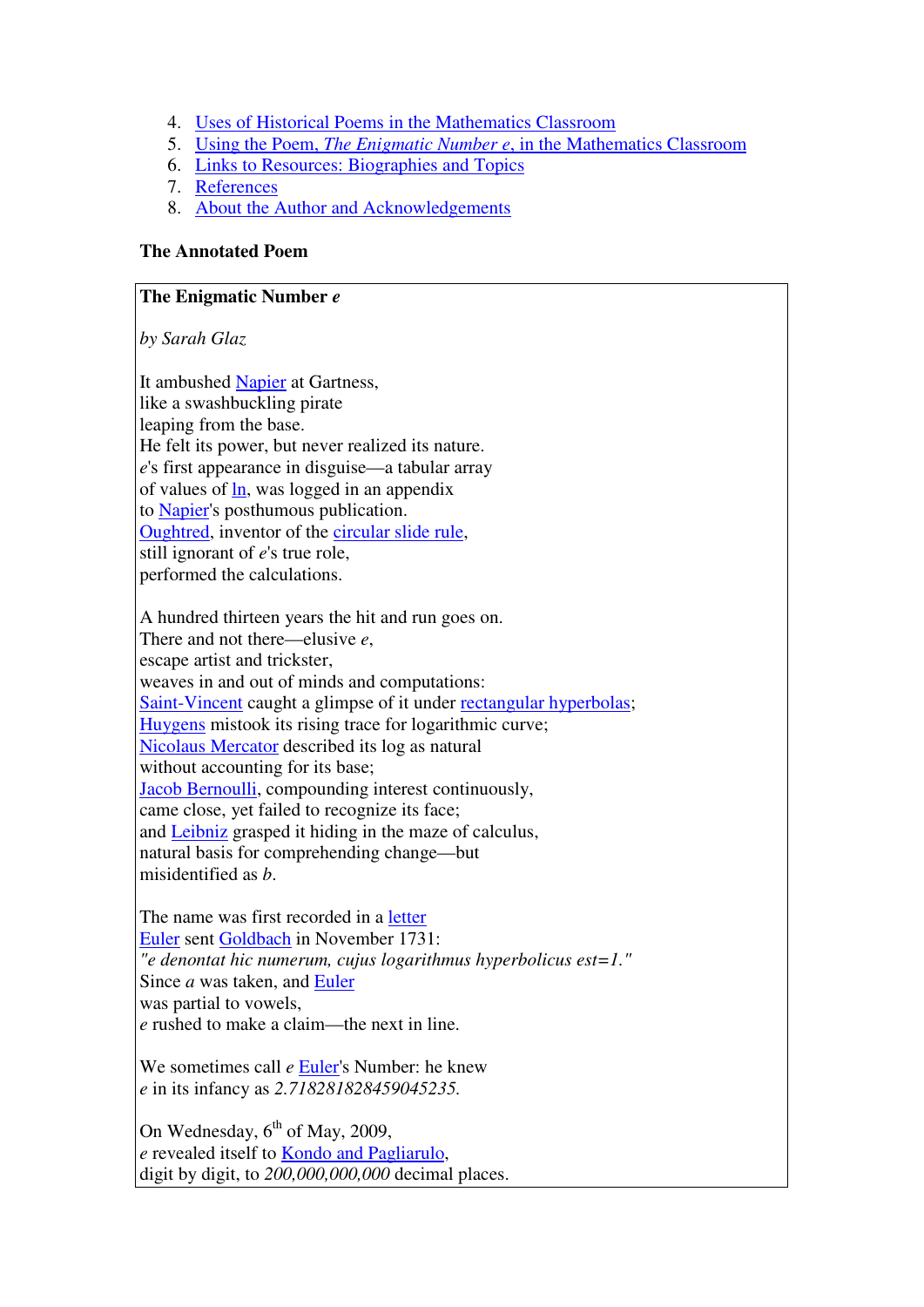4. Uses of Historical Poems in the Mathematics Classroom
5. Using the Poem, *The Enigmatic Number e*, in the Mathematics Classroom
6. Links to Resources: Biographies and Topics
7. References
8. About the Author and Acknowledgements

**The Annotated Poem**

**The Enigmatic Number *e***

*by Sarah Glaz*

It ambushed Napier at Gartness,
like a swashbuckling pirate
leaping from the base.
He felt its power, but never realized its nature.
*e*'s first appearance in disguise—a tabular array
of values of ln, was logged in an appendix
to Napier's posthumous publication.
Oughtred, inventor of the circular slide rule,
still ignorant of *e*'s true role,
performed the calculations.

A hundred thirteen years the hit and run goes on.
There and not there—elusive *e*,
escape artist and trickster,
weaves in and out of minds and computations:
Saint-Vincent caught a glimpse of it under rectangular hyperbolas;
Huygens mistook its rising trace for logarithmic curve;
Nicolaus Mercator described its log as natural
without accounting for its base;
Jacob Bernoulli, compounding interest continuously,
came close, yet failed to recognize its face;
and Leibniz grasped it hiding in the maze of calculus,
natural basis for comprehending change—but
misidentified as *b*.

The name was first recorded in a letter
Euler sent Goldbach in November 1731:
*"e denontat hic numerum, cujus logarithmus hyperbolicus est=1."*
Since *a* was taken, and Euler
was partial to vowels,
*e* rushed to make a claim—the next in line.

We sometimes call *e* Euler's Number: he knew
*e* in its infancy as *2.718281828459045235.*

On Wednesday, 6th of May, 2009,
*e* revealed itself to Kondo and Pagliarulo,
digit by digit, to *200,000,000,000* decimal places.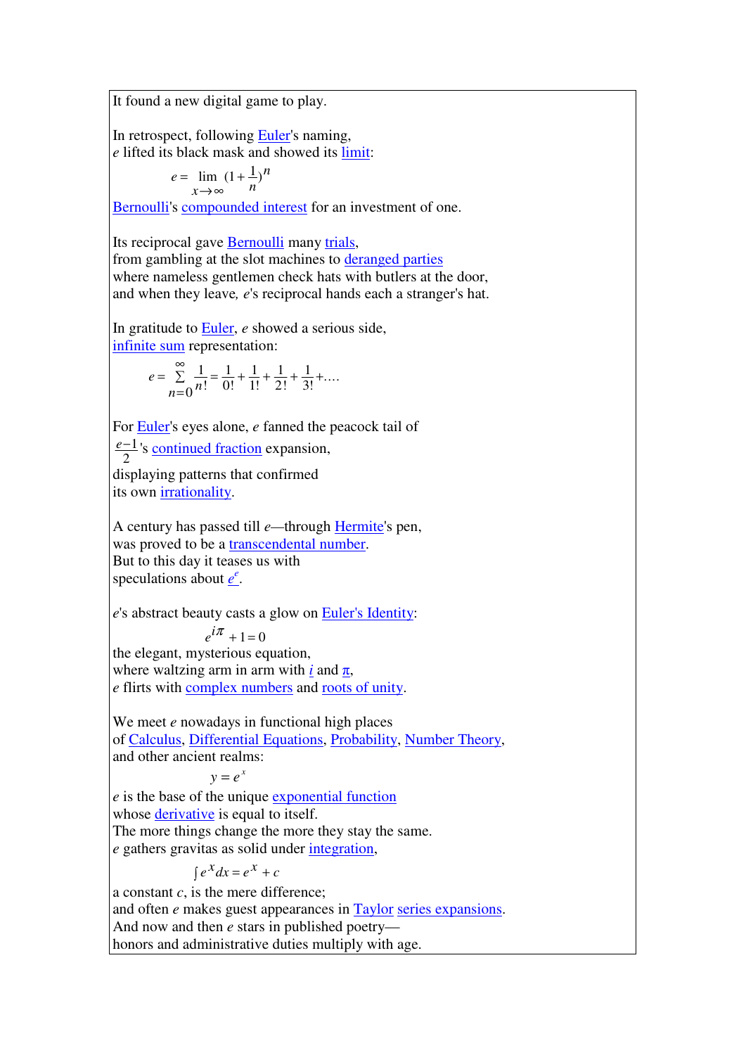It found a new digital game to play.

In retrospect, following Euler's naming,
$e$ lifted its black mask and showed its limit:

$$e = \lim_{x \to \infty} (1 + \frac{1}{n})^n$$

Bernoulli's compounded interest for an investment of one.

Its reciprocal gave Bernoulli many trials,
from gambling at the slot machines to deranged parties
where nameless gentlemen check hats with butlers at the door,
and when they leave, $e$'s reciprocal hands each a stranger's hat.

In gratitude to Euler, $e$ showed a serious side,
infinite sum representation:

$$e = \sum_{n=0}^{\infty} \frac{1}{n!} = \frac{1}{0!} + \frac{1}{1!} + \frac{1}{2!} + \frac{1}{3!} + \ldots$$

For Euler's eyes alone, $e$ fanned the peacock tail of
$\frac{e-1}{2}$'s continued fraction expansion,
displaying patterns that confirmed
its own irrationality.

A century has passed till $e$—through Hermite's pen,
was proved to be a transcendental number.
But to this day it teases us with
speculations about $e^e$.

$e$'s abstract beauty casts a glow on Euler's Identity:

$$e^{i\pi} + 1 = 0$$

the elegant, mysterious equation,
where waltzing arm in arm with $i$ and $\pi$,
$e$ flirts with complex numbers and roots of unity.

We meet $e$ nowadays in functional high places
of Calculus, Differential Equations, Probability, Number Theory,
and other ancient realms:

$$y = e^x$$

$e$ is the base of the unique exponential function
whose derivative is equal to itself.
The more things change the more they stay the same.
$e$ gathers gravitas as solid under integration,

$$\int e^x dx = e^x + c$$

a constant $c$, is the mere difference;
and often $e$ makes guest appearances in Taylor series expansions.
And now and then $e$ stars in published poetry—
honors and administrative duties multiply with age.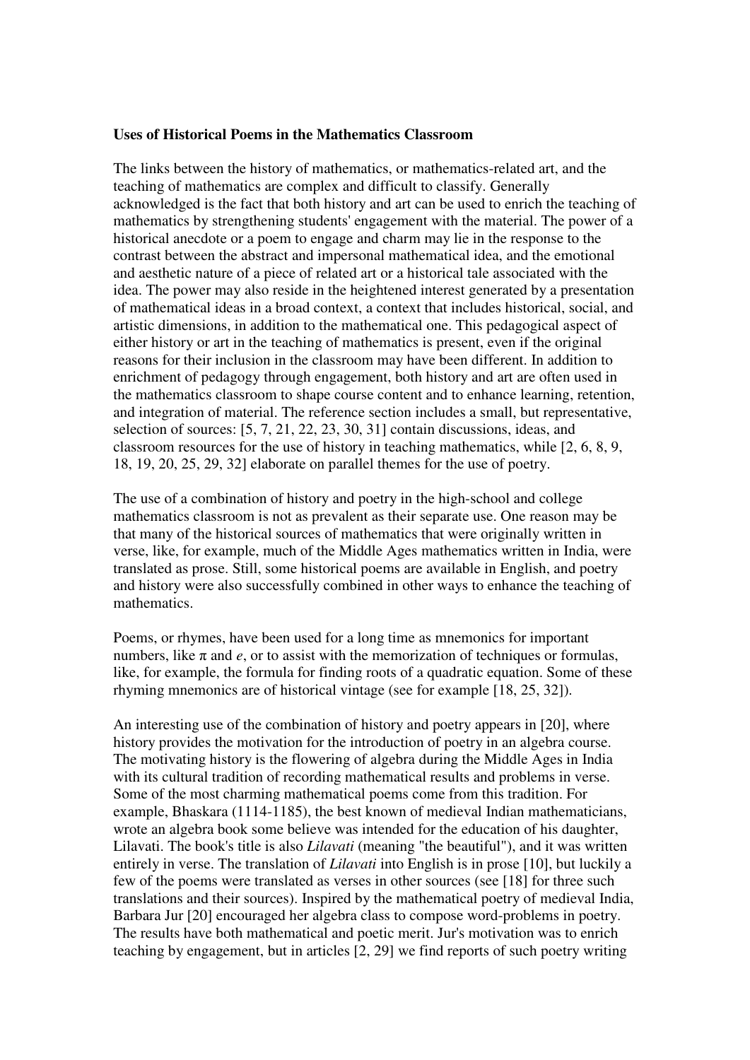**Uses of Historical Poems in the Mathematics Classroom**

The links between the history of mathematics, or mathematics-related art, and the teaching of mathematics are complex and difficult to classify. Generally acknowledged is the fact that both history and art can be used to enrich the teaching of mathematics by strengthening students' engagement with the material. The power of a historical anecdote or a poem to engage and charm may lie in the response to the contrast between the abstract and impersonal mathematical idea, and the emotional and aesthetic nature of a piece of related art or a historical tale associated with the idea. The power may also reside in the heightened interest generated by a presentation of mathematical ideas in a broad context, a context that includes historical, social, and artistic dimensions, in addition to the mathematical one. This pedagogical aspect of either history or art in the teaching of mathematics is present, even if the original reasons for their inclusion in the classroom may have been different. In addition to enrichment of pedagogy through engagement, both history and art are often used in the mathematics classroom to shape course content and to enhance learning, retention, and integration of material. The reference section includes a small, but representative, selection of sources: [5, 7, 21, 22, 23, 30, 31] contain discussions, ideas, and classroom resources for the use of history in teaching mathematics, while [2, 6, 8, 9, 18, 19, 20, 25, 29, 32] elaborate on parallel themes for the use of poetry.

The use of a combination of history and poetry in the high-school and college mathematics classroom is not as prevalent as their separate use. One reason may be that many of the historical sources of mathematics that were originally written in verse, like, for example, much of the Middle Ages mathematics written in India, were translated as prose. Still, some historical poems are available in English, and poetry and history were also successfully combined in other ways to enhance the teaching of mathematics.

Poems, or rhymes, have been used for a long time as mnemonics for important numbers, like $\pi$ and $e$, or to assist with the memorization of techniques or formulas, like, for example, the formula for finding roots of a quadratic equation. Some of these rhyming mnemonics are of historical vintage (see for example [18, 25, 32]).

An interesting use of the combination of history and poetry appears in [20], where history provides the motivation for the introduction of poetry in an algebra course. The motivating history is the flowering of algebra during the Middle Ages in India with its cultural tradition of recording mathematical results and problems in verse. Some of the most charming mathematical poems come from this tradition. For example, Bhaskara (1114-1185), the best known of medieval Indian mathematicians, wrote an algebra book some believe was intended for the education of his daughter, Lilavati. The book's title is also *Lilavati* (meaning "the beautiful"), and it was written entirely in verse. The translation of *Lilavati* into English is in prose [10], but luckily a few of the poems were translated as verses in other sources (see [18] for three such translations and their sources). Inspired by the mathematical poetry of medieval India, Barbara Jur [20] encouraged her algebra class to compose word-problems in poetry. The results have both mathematical and poetic merit. Jur's motivation was to enrich teaching by engagement, but in articles [2, 29] we find reports of such poetry writing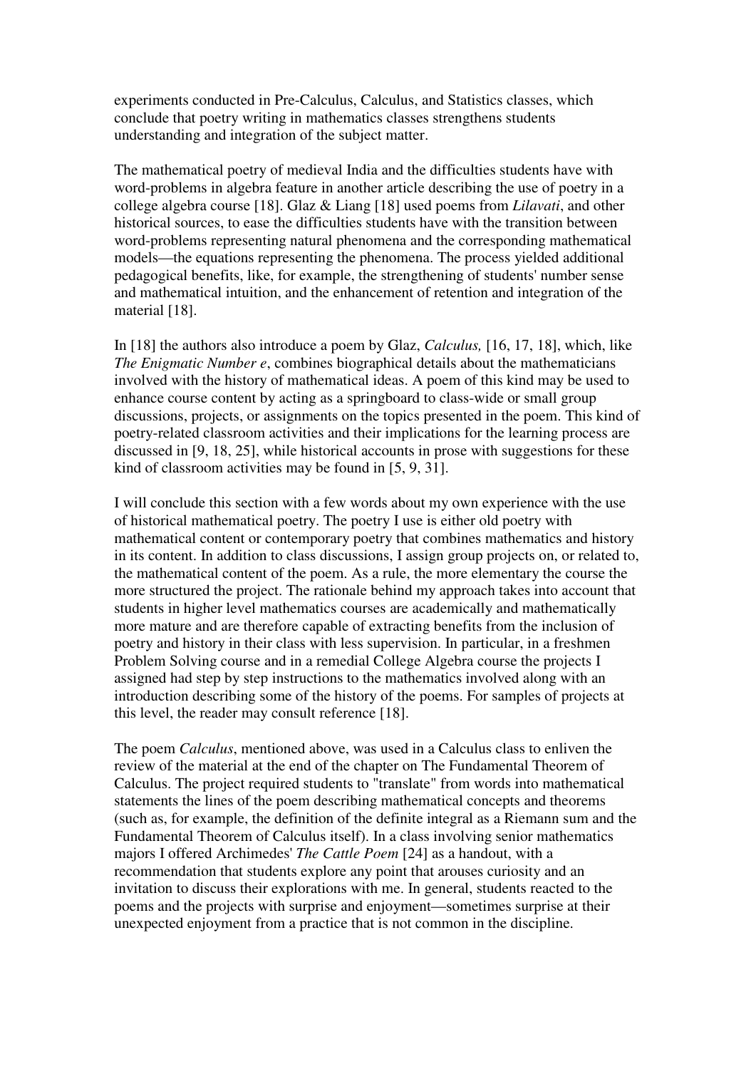experiments conducted in Pre-Calculus, Calculus, and Statistics classes, which conclude that poetry writing in mathematics classes strengthens students understanding and integration of the subject matter.

The mathematical poetry of medieval India and the difficulties students have with word-problems in algebra feature in another article describing the use of poetry in a college algebra course [18]. Glaz & Liang [18] used poems from *Lilavati*, and other historical sources, to ease the difficulties students have with the transition between word-problems representing natural phenomena and the corresponding mathematical models—the equations representing the phenomena. The process yielded additional pedagogical benefits, like, for example, the strengthening of students' number sense and mathematical intuition, and the enhancement of retention and integration of the material [18].

In [18] the authors also introduce a poem by Glaz, *Calculus,* [16, 17, 18], which, like *The Enigmatic Number e*, combines biographical details about the mathematicians involved with the history of mathematical ideas. A poem of this kind may be used to enhance course content by acting as a springboard to class-wide or small group discussions, projects, or assignments on the topics presented in the poem. This kind of poetry-related classroom activities and their implications for the learning process are discussed in [9, 18, 25], while historical accounts in prose with suggestions for these kind of classroom activities may be found in [5, 9, 31].

I will conclude this section with a few words about my own experience with the use of historical mathematical poetry. The poetry I use is either old poetry with mathematical content or contemporary poetry that combines mathematics and history in its content. In addition to class discussions, I assign group projects on, or related to, the mathematical content of the poem. As a rule, the more elementary the course the more structured the project. The rationale behind my approach takes into account that students in higher level mathematics courses are academically and mathematically more mature and are therefore capable of extracting benefits from the inclusion of poetry and history in their class with less supervision. In particular, in a freshmen Problem Solving course and in a remedial College Algebra course the projects I assigned had step by step instructions to the mathematics involved along with an introduction describing some of the history of the poems. For samples of projects at this level, the reader may consult reference [18].

The poem *Calculus*, mentioned above, was used in a Calculus class to enliven the review of the material at the end of the chapter on The Fundamental Theorem of Calculus. The project required students to "translate" from words into mathematical statements the lines of the poem describing mathematical concepts and theorems (such as, for example, the definition of the definite integral as a Riemann sum and the Fundamental Theorem of Calculus itself). In a class involving senior mathematics majors I offered Archimedes' *The Cattle Poem* [24] as a handout, with a recommendation that students explore any point that arouses curiosity and an invitation to discuss their explorations with me. In general, students reacted to the poems and the projects with surprise and enjoyment—sometimes surprise at their unexpected enjoyment from a practice that is not common in the discipline.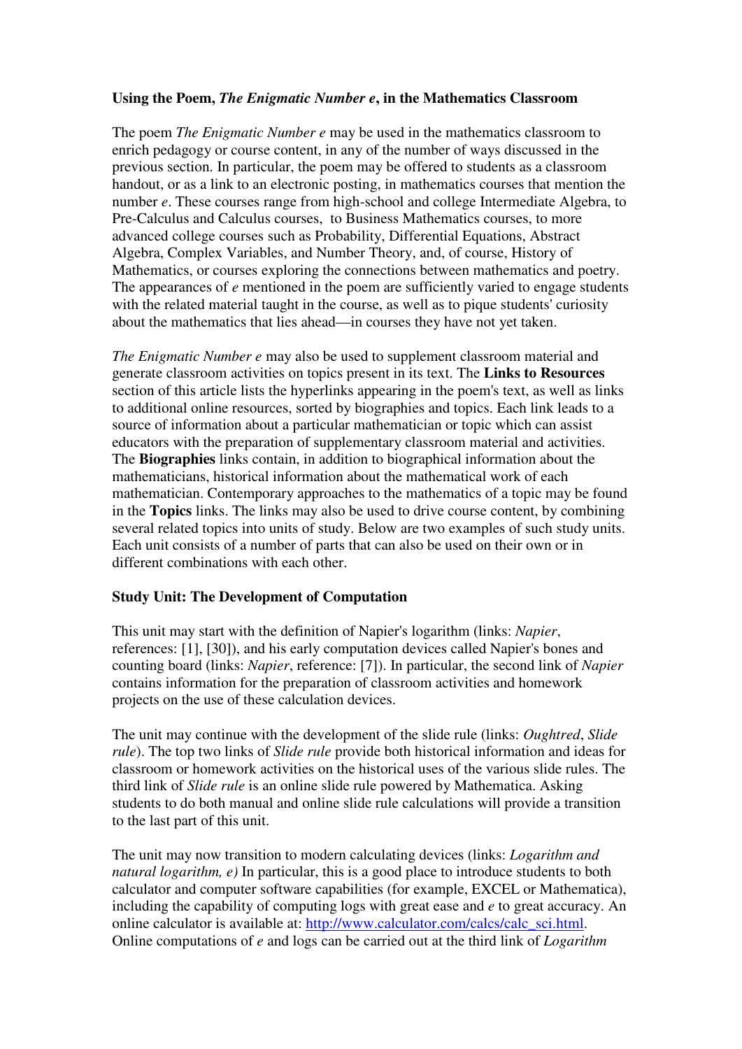### Using the Poem, *The Enigmatic Number e*, in the Mathematics Classroom

The poem *The Enigmatic Number e* may be used in the mathematics classroom to enrich pedagogy or course content, in any of the number of ways discussed in the previous section. In particular, the poem may be offered to students as a classroom handout, or as a link to an electronic posting, in mathematics courses that mention the number *e*. These courses range from high-school and college Intermediate Algebra, to Pre-Calculus and Calculus courses, to Business Mathematics courses, to more advanced college courses such as Probability, Differential Equations, Abstract Algebra, Complex Variables, and Number Theory, and, of course, History of Mathematics, or courses exploring the connections between mathematics and poetry. The appearances of *e* mentioned in the poem are sufficiently varied to engage students with the related material taught in the course, as well as to pique students' curiosity about the mathematics that lies ahead—in courses they have not yet taken.

*The Enigmatic Number e* may also be used to supplement classroom material and generate classroom activities on topics present in its text. The **Links to Resources** section of this article lists the hyperlinks appearing in the poem's text, as well as links to additional online resources, sorted by biographies and topics. Each link leads to a source of information about a particular mathematician or topic which can assist educators with the preparation of supplementary classroom material and activities. The **Biographies** links contain, in addition to biographical information about the mathematicians, historical information about the mathematical work of each mathematician. Contemporary approaches to the mathematics of a topic may be found in the **Topics** links. The links may also be used to drive course content, by combining several related topics into units of study. Below are two examples of such study units. Each unit consists of a number of parts that can also be used on their own or in different combinations with each other.

### Study Unit: The Development of Computation

This unit may start with the definition of Napier's logarithm (links: *Napier*, references: [1], [30]), and his early computation devices called Napier's bones and counting board (links: *Napier*, reference: [7]). In particular, the second link of *Napier* contains information for the preparation of classroom activities and homework projects on the use of these calculation devices.

The unit may continue with the development of the slide rule (links: *Oughtred*, *Slide rule*). The top two links of *Slide rule* provide both historical information and ideas for classroom or homework activities on the historical uses of the various slide rules. The third link of *Slide rule* is an online slide rule powered by Mathematica. Asking students to do both manual and online slide rule calculations will provide a transition to the last part of this unit.

The unit may now transition to modern calculating devices (links: *Logarithm and natural logarithm, e)* In particular, this is a good place to introduce students to both calculator and computer software capabilities (for example, EXCEL or Mathematica), including the capability of computing logs with great ease and *e* to great accuracy. An online calculator is available at: http://www.calculator.com/calcs/calc_sci.html. Online computations of *e* and logs can be carried out at the third link of *Logarithm*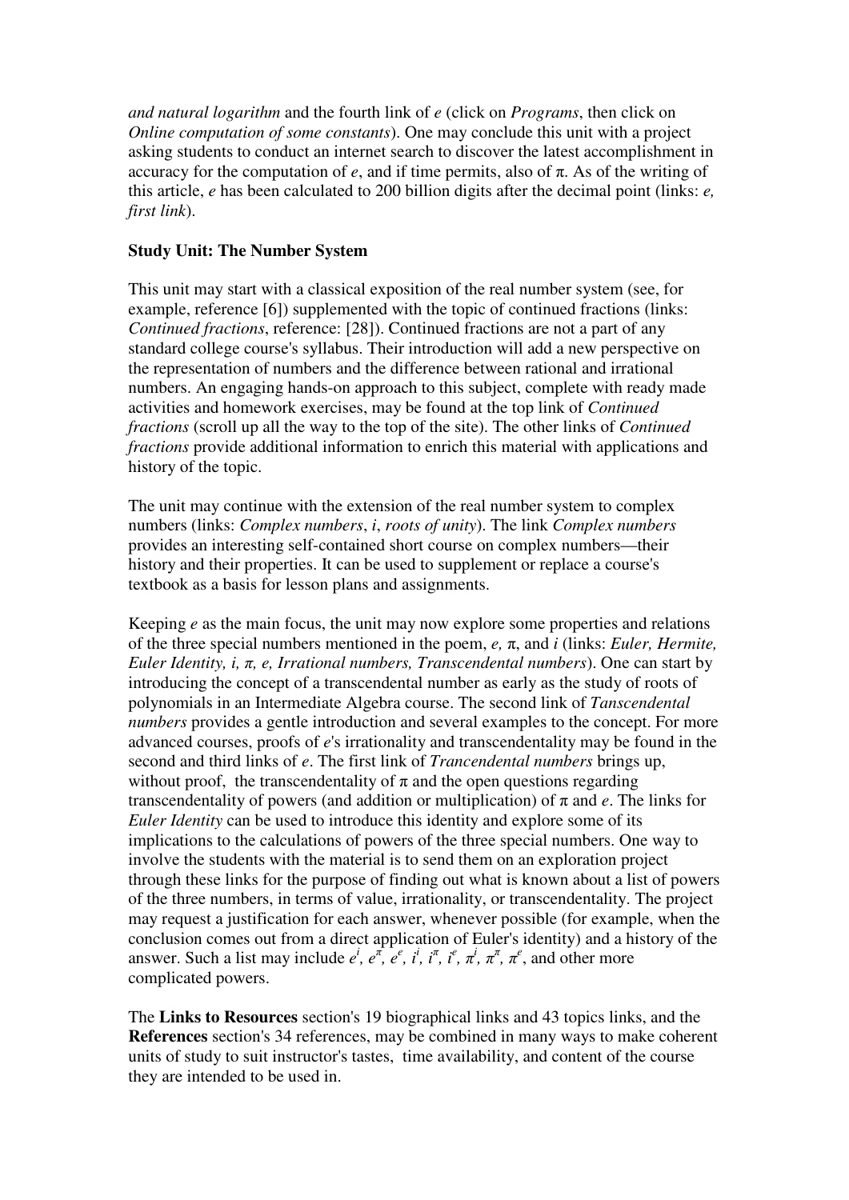*and natural logarithm* and the fourth link of *e* (click on *Programs*, then click on *Online computation of some constants*). One may conclude this unit with a project asking students to conduct an internet search to discover the latest accomplishment in accuracy for the computation of *e*, and if time permits, also of π. As of the writing of this article, *e* has been calculated to 200 billion digits after the decimal point (links: *e, first link*).

**Study Unit: The Number System**

This unit may start with a classical exposition of the real number system (see, for example, reference [6]) supplemented with the topic of continued fractions (links: *Continued fractions*, reference: [28]). Continued fractions are not a part of any standard college course's syllabus. Their introduction will add a new perspective on the representation of numbers and the difference between rational and irrational numbers. An engaging hands-on approach to this subject, complete with ready made activities and homework exercises, may be found at the top link of *Continued fractions* (scroll up all the way to the top of the site). The other links of *Continued fractions* provide additional information to enrich this material with applications and history of the topic.

The unit may continue with the extension of the real number system to complex numbers (links: *Complex numbers*, *i*, *roots of unity*). The link *Complex numbers* provides an interesting self-contained short course on complex numbers—their history and their properties. It can be used to supplement or replace a course's textbook as a basis for lesson plans and assignments.

Keeping *e* as the main focus, the unit may now explore some properties and relations of the three special numbers mentioned in the poem, *e,* π, and *i* (links: *Euler, Hermite, Euler Identity, i, π, e, Irrational numbers, Transcendental numbers*). One can start by introducing the concept of a transcendental number as early as the study of roots of polynomials in an Intermediate Algebra course. The second link of *Tanscendental numbers* provides a gentle introduction and several examples to the concept. For more advanced courses, proofs of *e*'s irrationality and transcendentality may be found in the second and third links of *e*. The first link of *Trancendental numbers* brings up, without proof, the transcendentality of π and the open questions regarding transcendentality of powers (and addition or multiplication) of π and *e*. The links for *Euler Identity* can be used to introduce this identity and explore some of its implications to the calculations of powers of the three special numbers. One way to involve the students with the material is to send them on an exploration project through these links for the purpose of finding out what is known about a list of powers of the three numbers, in terms of value, irrationality, or transcendentality. The project may request a justification for each answer, whenever possible (for example, when the conclusion comes out from a direct application of Euler's identity) and a history of the answer. Such a list may include $e^i$, $e^\pi$, $e^e$, $i^i$, $i^\pi$, $i^e$, $\pi^i$, $\pi^\pi$, $\pi^e$, and other more complicated powers.

The **Links to Resources** section's 19 biographical links and 43 topics links, and the **References** section's 34 references, may be combined in many ways to make coherent units of study to suit instructor's tastes, time availability, and content of the course they are intended to be used in.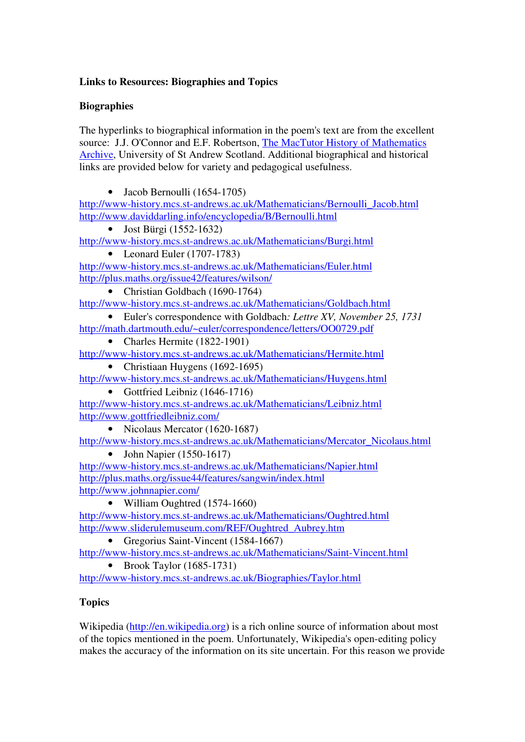**Links to Resources: Biographies and Topics**

**Biographies**

The hyperlinks to biographical information in the poem's text are from the excellent source: J.J. O'Connor and E.F. Robertson, [The MacTutor History of Mathematics Archive](http://www-history.mcs.st-andrews.ac.uk/), University of St Andrew Scotland. Additional biographical and historical links are provided below for variety and pedagogical usefulness.

- Jacob Bernoulli (1654-1705)

http://www-history.mcs.st-andrews.ac.uk/Mathematicians/Bernoulli_Jacob.html
http://www.daviddarling.info/encyclopedia/B/Bernoulli.html

- Jost Bürgi (1552-1632)

http://www-history.mcs.st-andrews.ac.uk/Mathematicians/Burgi.html

- Leonard Euler (1707-1783)

http://www-history.mcs.st-andrews.ac.uk/Mathematicians/Euler.html
http://plus.maths.org/issue42/features/wilson/

- Christian Goldbach (1690-1764)

http://www-history.mcs.st-andrews.ac.uk/Mathematicians/Goldbach.html

- Euler's correspondence with Goldbach*: Lettre XV, November 25, 1731*

http://math.dartmouth.edu/~euler/correspondence/letters/OO0729.pdf

- Charles Hermite (1822-1901)

http://www-history.mcs.st-andrews.ac.uk/Mathematicians/Hermite.html

- Christiaan Huygens (1692-1695)

http://www-history.mcs.st-andrews.ac.uk/Mathematicians/Huygens.html

- Gottfried Leibniz (1646-1716)

http://www-history.mcs.st-andrews.ac.uk/Mathematicians/Leibniz.html
http://www.gottfriedleibniz.com/

- Nicolaus Mercator (1620-1687)

http://www-history.mcs.st-andrews.ac.uk/Mathematicians/Mercator_Nicolaus.html

- John Napier (1550-1617)

http://www-history.mcs.st-andrews.ac.uk/Mathematicians/Napier.html
http://plus.maths.org/issue44/features/sangwin/index.html
http://www.johnnapier.com/

- William Oughtred (1574-1660)

http://www-history.mcs.st-andrews.ac.uk/Mathematicians/Oughtred.html
http://www.sliderulemuseum.com/REF/Oughtred_Aubrey.htm

- Gregorius Saint-Vincent (1584-1667)

http://www-history.mcs.st-andrews.ac.uk/Mathematicians/Saint-Vincent.html

- Brook Taylor (1685-1731)

http://www-history.mcs.st-andrews.ac.uk/Biographies/Taylor.html

**Topics**

Wikipedia (http://en.wikipedia.org) is a rich online source of information about most of the topics mentioned in the poem. Unfortunately, Wikipedia's open-editing policy makes the accuracy of the information on its site uncertain. For this reason we provide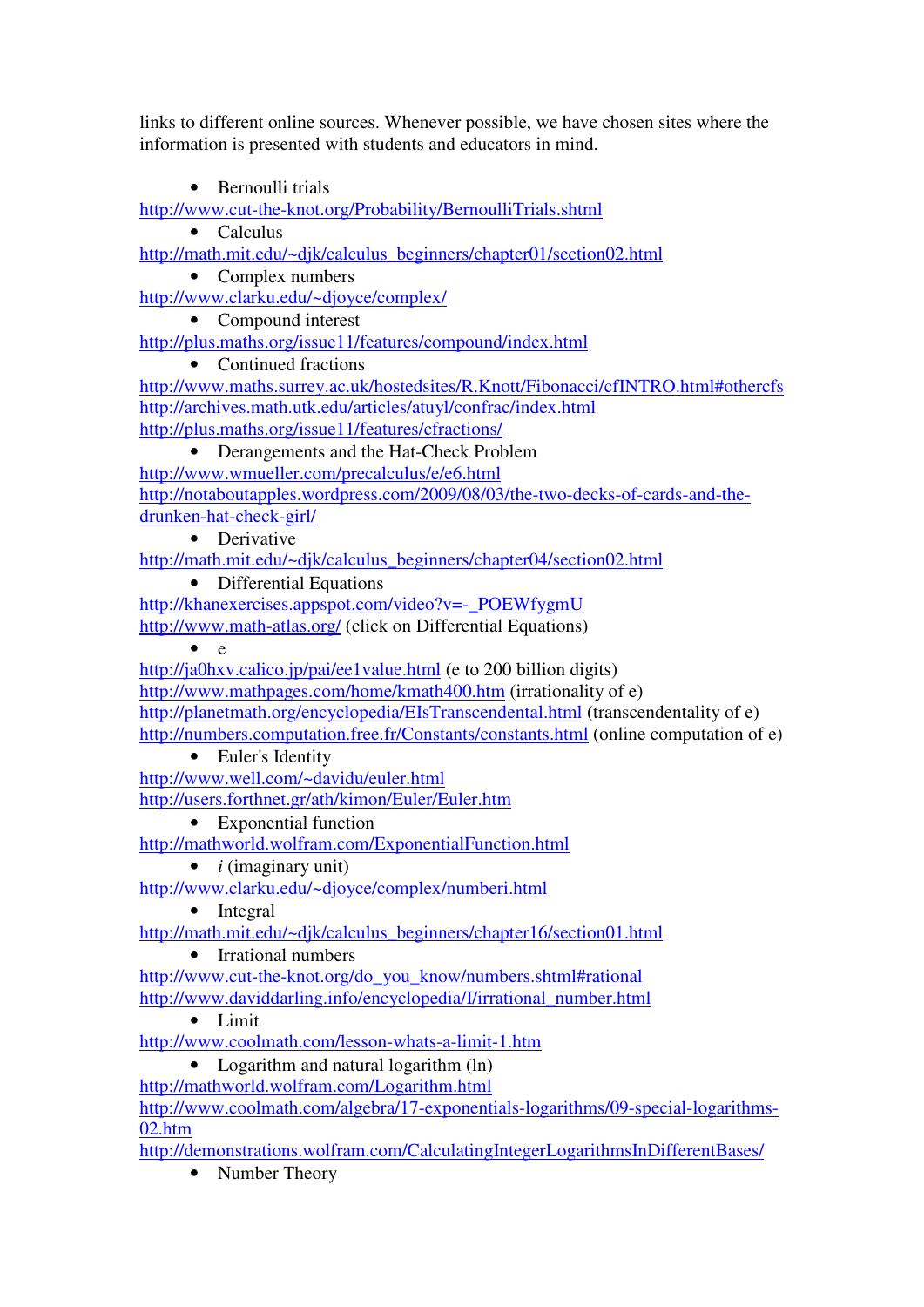links to different online sources. Whenever possible, we have chosen sites where the information is presented with students and educators in mind.

- Bernoulli trials

http://www.cut-the-knot.org/Probability/BernoulliTrials.shtml

- Calculus

http://math.mit.edu/~djk/calculus_beginners/chapter01/section02.html

- Complex numbers

http://www.clarku.edu/~djoyce/complex/

- Compound interest

http://plus.maths.org/issue11/features/compound/index.html

- Continued fractions

http://www.maths.surrey.ac.uk/hostedsites/R.Knott/Fibonacci/cfINTRO.html#othercfs
http://archives.math.utk.edu/articles/atuyl/confrac/index.html
http://plus.maths.org/issue11/features/cfractions/

- Derangements and the Hat-Check Problem

http://www.wmueller.com/precalculus/e/e6.html
http://notaboutapples.wordpress.com/2009/08/03/the-two-decks-of-cards-and-the-drunken-hat-check-girl/

- Derivative

http://math.mit.edu/~djk/calculus_beginners/chapter04/section02.html

- Differential Equations

http://khanexercises.appspot.com/video?v=-_POEWfygmU
http://www.math-atlas.org/ (click on Differential Equations)

- e

http://ja0hxv.calico.jp/pai/ee1value.html (e to 200 billion digits)
http://www.mathpages.com/home/kmath400.htm (irrationality of e)
http://planetmath.org/encyclopedia/EIsTranscendental.html (transcendentality of e)
http://numbers.computation.free.fr/Constants/constants.html (online computation of e)

- Euler's Identity

http://www.well.com/~davidu/euler.html
http://users.forthnet.gr/ath/kimon/Euler/Euler.htm

- Exponential function

http://mathworld.wolfram.com/ExponentialFunction.html

- *i* (imaginary unit)

http://www.clarku.edu/~djoyce/complex/numberi.html

- Integral

http://math.mit.edu/~djk/calculus_beginners/chapter16/section01.html

- Irrational numbers

http://www.cut-the-knot.org/do_you_know/numbers.shtml#rational
http://www.daviddarling.info/encyclopedia/I/irrational_number.html

- Limit

http://www.coolmath.com/lesson-whats-a-limit-1.htm

- Logarithm and natural logarithm (ln)

http://mathworld.wolfram.com/Logarithm.html
http://www.coolmath.com/algebra/17-exponentials-logarithms/09-special-logarithms-02.htm
http://demonstrations.wolfram.com/CalculatingIntegerLogarithmsInDifferentBases/

- Number Theory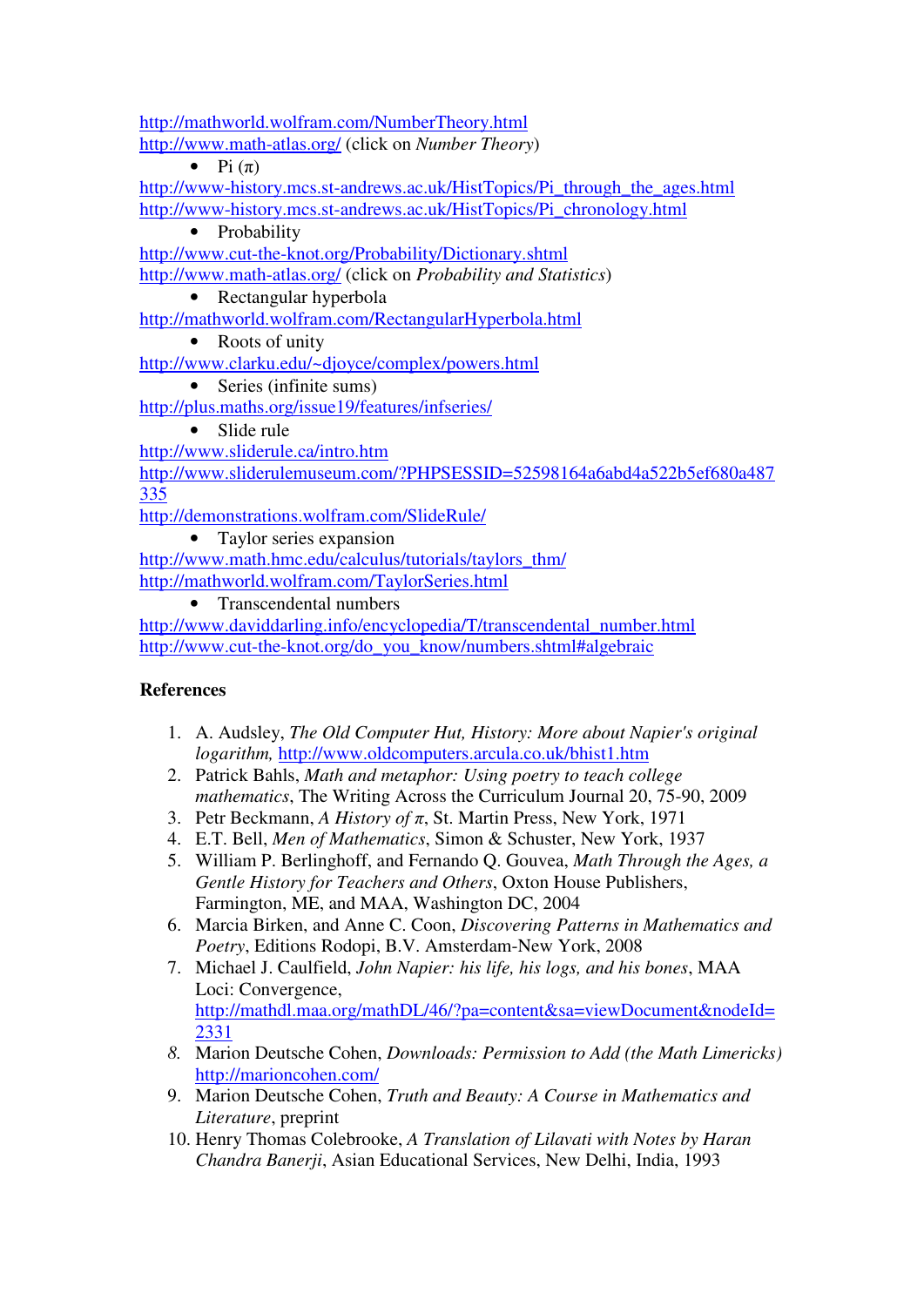http://mathworld.wolfram.com/NumberTheory.html
http://www.math-atlas.org/ (click on *Number Theory*)

- Pi ($\pi$)

http://www-history.mcs.st-andrews.ac.uk/HistTopics/Pi_through_the_ages.html
http://www-history.mcs.st-andrews.ac.uk/HistTopics/Pi_chronology.html

- Probability

http://www.cut-the-knot.org/Probability/Dictionary.shtml
http://www.math-atlas.org/ (click on *Probability and Statistics*)

- Rectangular hyperbola

http://mathworld.wolfram.com/RectangularHyperbola.html

- Roots of unity

http://www.clarku.edu/~djoyce/complex/powers.html

- Series (infinite sums)

http://plus.maths.org/issue19/features/infseries/

- Slide rule

http://www.sliderule.ca/intro.htm
http://www.sliderulemuseum.com/?PHPSESSID=52598164a6abd4a522b5ef680a487335
http://demonstrations.wolfram.com/SlideRule/

- Taylor series expansion

http://www.math.hmc.edu/calculus/tutorials/taylors_thm/
http://mathworld.wolfram.com/TaylorSeries.html

- Transcendental numbers

http://www.daviddarling.info/encyclopedia/T/transcendental_number.html
http://www.cut-the-knot.org/do_you_know/numbers.shtml#algebraic

**References**

1. A. Audsley, *The Old Computer Hut, History: More about Napier's original logarithm,* http://www.oldcomputers.arcula.co.uk/bhist1.htm
2. Patrick Bahls, *Math and metaphor: Using poetry to teach college mathematics*, The Writing Across the Curriculum Journal 20, 75-90, 2009
3. Petr Beckmann, *A History of* $\pi$, St. Martin Press, New York, 1971
4. E.T. Bell, *Men of Mathematics*, Simon & Schuster, New York, 1937
5. William P. Berlinghoff, and Fernando Q. Gouvea, *Math Through the Ages, a Gentle History for Teachers and Others*, Oxton House Publishers, Farmington, ME, and MAA, Washington DC, 2004
6. Marcia Birken, and Anne C. Coon, *Discovering Patterns in Mathematics and Poetry*, Editions Rodopi, B.V. Amsterdam-New York, 2008
7. Michael J. Caulfield, *John Napier: his life, his logs, and his bones*, MAA Loci: Convergence, http://mathdl.maa.org/mathDL/46/?pa=content&sa=viewDocument&nodeId=2331
8. Marion Deutsche Cohen, *Downloads: Permission to Add (the Math Limericks)* http://marioncohen.com/
9. Marion Deutsche Cohen, *Truth and Beauty: A Course in Mathematics and Literature*, preprint
10. Henry Thomas Colebrooke, *A Translation of Lilavati with Notes by Haran Chandra Banerji*, Asian Educational Services, New Delhi, India, 1993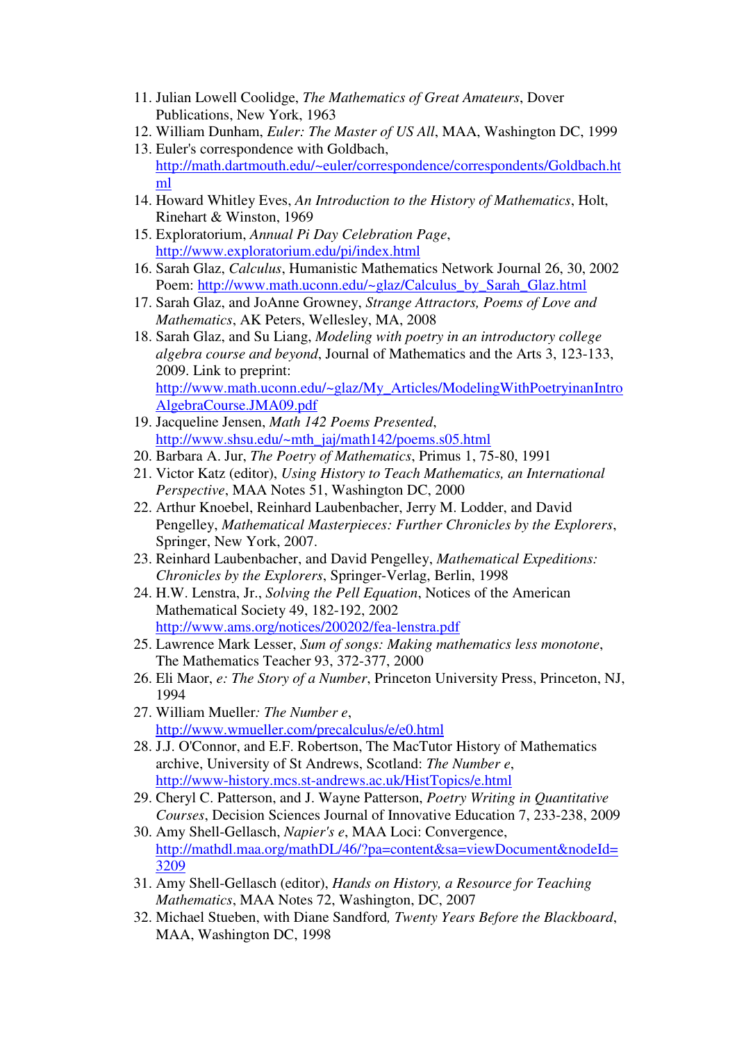11. Julian Lowell Coolidge, *The Mathematics of Great Amateurs*, Dover Publications, New York, 1963
12. William Dunham, *Euler: The Master of US All*, MAA, Washington DC, 1999
13. Euler's correspondence with Goldbach, http://math.dartmouth.edu/~euler/correspondence/correspondents/Goldbach.html
14. Howard Whitley Eves, *An Introduction to the History of Mathematics*, Holt, Rinehart & Winston, 1969
15. Exploratorium, *Annual Pi Day Celebration Page*, http://www.exploratorium.edu/pi/index.html
16. Sarah Glaz, *Calculus*, Humanistic Mathematics Network Journal 26, 30, 2002 Poem: http://www.math.uconn.edu/~glaz/Calculus_by_Sarah_Glaz.html
17. Sarah Glaz, and JoAnne Growney, *Strange Attractors, Poems of Love and Mathematics*, AK Peters, Wellesley, MA, 2008
18. Sarah Glaz, and Su Liang, *Modeling with poetry in an introductory college algebra course and beyond*, Journal of Mathematics and the Arts 3, 123-133, 2009. Link to preprint: http://www.math.uconn.edu/~glaz/My_Articles/ModelingWithPoetryinanIntroAlgebraCourse.JMA09.pdf
19. Jacqueline Jensen, *Math 142 Poems Presented*, http://www.shsu.edu/~mth_jaj/math142/poems.s05.html
20. Barbara A. Jur, *The Poetry of Mathematics*, Primus 1, 75-80, 1991
21. Victor Katz (editor), *Using History to Teach Mathematics, an International Perspective*, MAA Notes 51, Washington DC, 2000
22. Arthur Knoebel, Reinhard Laubenbacher, Jerry M. Lodder, and David Pengelley, *Mathematical Masterpieces: Further Chronicles by the Explorers*, Springer, New York, 2007.
23. Reinhard Laubenbacher, and David Pengelley, *Mathematical Expeditions: Chronicles by the Explorers*, Springer-Verlag, Berlin, 1998
24. H.W. Lenstra, Jr., *Solving the Pell Equation*, Notices of the American Mathematical Society 49, 182-192, 2002 http://www.ams.org/notices/200202/fea-lenstra.pdf
25. Lawrence Mark Lesser, *Sum of songs: Making mathematics less monotone*, The Mathematics Teacher 93, 372-377, 2000
26. Eli Maor, *e: The Story of a Number*, Princeton University Press, Princeton, NJ, 1994
27. William Mueller*: The Number e*, http://www.wmueller.com/precalculus/e/e0.html
28. J.J. O'Connor, and E.F. Robertson, The MacTutor History of Mathematics archive, University of St Andrews, Scotland: *The Number e*, http://www-history.mcs.st-andrews.ac.uk/HistTopics/e.html
29. Cheryl C. Patterson, and J. Wayne Patterson, *Poetry Writing in Quantitative Courses*, Decision Sciences Journal of Innovative Education 7, 233-238, 2009
30. Amy Shell-Gellasch, *Napier's e*, MAA Loci: Convergence, http://mathdl.maa.org/mathDL/46/?pa=content&sa=viewDocument&nodeId=3209
31. Amy Shell-Gellasch (editor), *Hands on History, a Resource for Teaching Mathematics*, MAA Notes 72, Washington, DC, 2007
32. Michael Stueben, with Diane Sandford*, Twenty Years Before the Blackboard*, MAA, Washington DC, 1998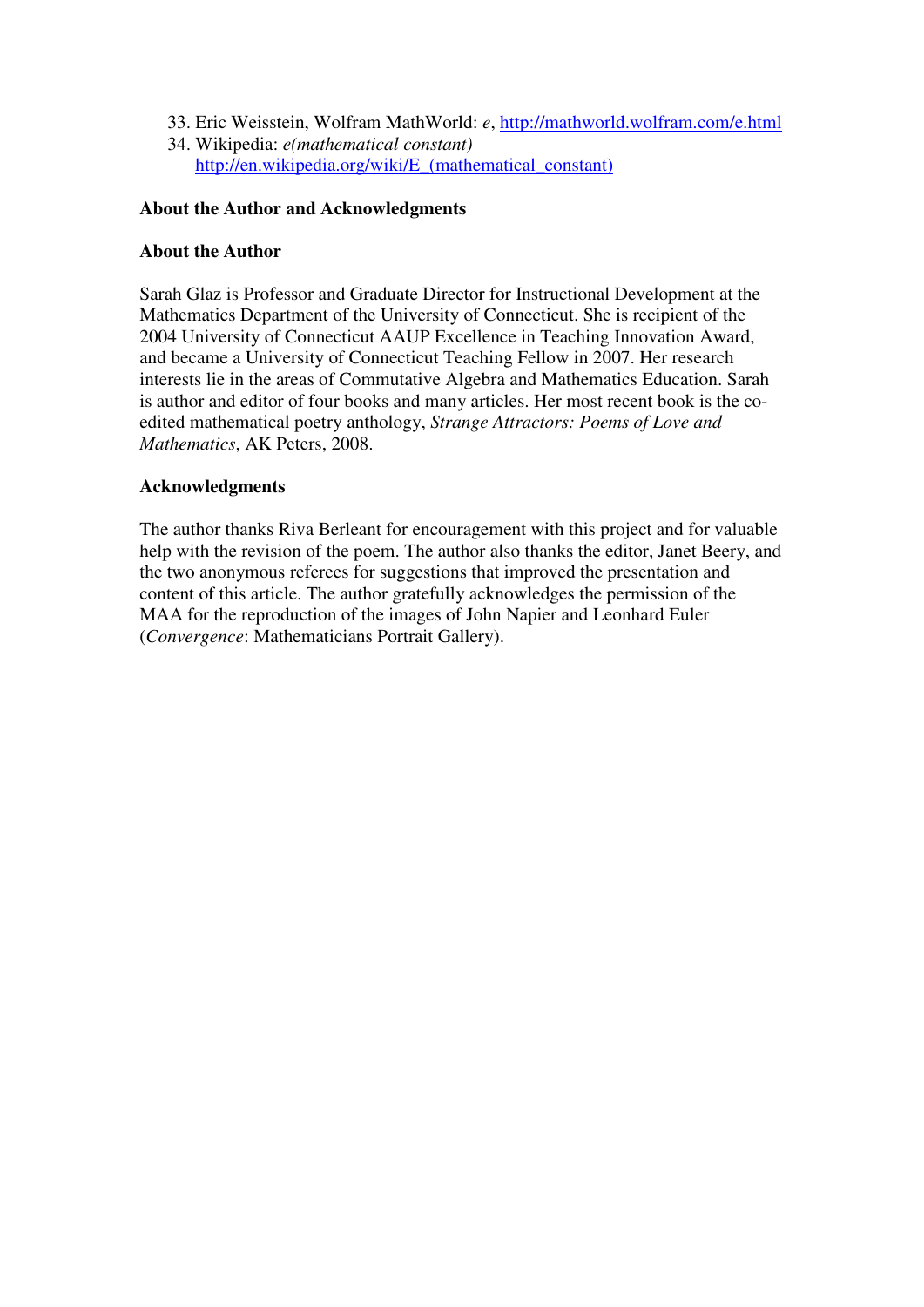33. Eric Weisstein, Wolfram MathWorld: *e*, http://mathworld.wolfram.com/e.html
34. Wikipedia: *e(mathematical constant)* http://en.wikipedia.org/wiki/E_(mathematical_constant)

## About the Author and Acknowledgments

### About the Author

Sarah Glaz is Professor and Graduate Director for Instructional Development at the Mathematics Department of the University of Connecticut. She is recipient of the 2004 University of Connecticut AAUP Excellence in Teaching Innovation Award, and became a University of Connecticut Teaching Fellow in 2007. Her research interests lie in the areas of Commutative Algebra and Mathematics Education. Sarah is author and editor of four books and many articles. Her most recent book is the co-edited mathematical poetry anthology, *Strange Attractors: Poems of Love and Mathematics*, AK Peters, 2008.

### Acknowledgments

The author thanks Riva Berleant for encouragement with this project and for valuable help with the revision of the poem. The author also thanks the editor, Janet Beery, and the two anonymous referees for suggestions that improved the presentation and content of this article. The author gratefully acknowledges the permission of the MAA for the reproduction of the images of John Napier and Leonhard Euler (*Convergence*: Mathematicians Portrait Gallery).